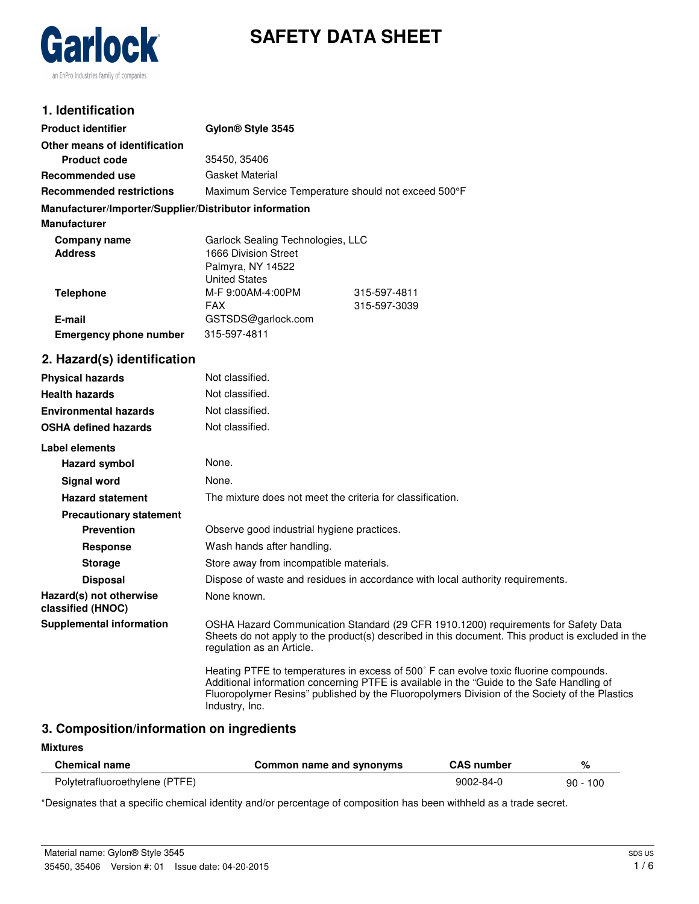Garlock

an EnPro Industries family of companies

# SAFETY DATA SHEET

## 1. Identification

**Product identifier** Gylon® Style 3545

**Other means of identification**

**Product code** 35450, 35406

**Recommended use** Gasket Material

**Recommended restrictions** Maximum Service Temperature should not exceed 500°F

**Manufacturer/Importer/Supplier/Distributor information**

**Manufacturer**

**Company name** Garlock Sealing Technologies, LLC

**Address** 1666 Division Street
Palmyra, NY 14522
United States

**Telephone** M-F 9:00AM-4:00PM 315-597-4811
FAX 315-597-3039

**E-mail** GSTSDS@garlock.com

**Emergency phone number** 315-597-4811

## 2. Hazard(s) identification

**Physical hazards** Not classified.

**Health hazards** Not classified.

**Environmental hazards** Not classified.

**OSHA defined hazards** Not classified.

**Label elements**

**Hazard symbol** None.

**Signal word** None.

**Hazard statement** The mixture does not meet the criteria for classification.

**Precautionary statement**

**Prevention** Observe good industrial hygiene practices.

**Response** Wash hands after handling.

**Storage** Store away from incompatible materials.

**Disposal** Dispose of waste and residues in accordance with local authority requirements.

**Hazard(s) not otherwise classified (HNOC)** None known.

**Supplemental information** OSHA Hazard Communication Standard (29 CFR 1910.1200) requirements for Safety Data Sheets do not apply to the product(s) described in this document. This product is excluded in the regulation as an Article.

Heating PTFE to temperatures in excess of 500˚ F can evolve toxic fluorine compounds. Additional information concerning PTFE is available in the “Guide to the Safe Handling of Fluoropolymer Resins” published by the Fluoropolymers Division of the Society of the Plastics Industry, Inc.

## 3. Composition/information on ingredients

**Mixtures**

| Chemical name | Common name and synonyms | CAS number | % |
|---|---|---|---|
| Polytetrafluoroethylene (PTFE) | | 9002-84-0 | 90 - 100 |

*Designates that a specific chemical identity and/or percentage of composition has been withheld as a trade secret.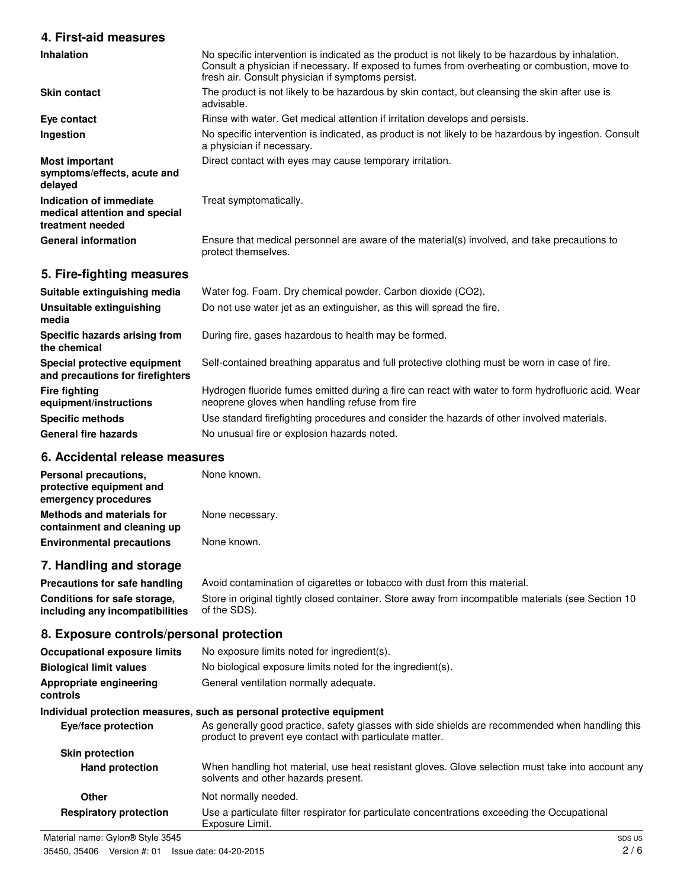## 4. First-aid measures

| | |
|---|---|
| **Inhalation** | No specific intervention is indicated as the product is not likely to be hazardous by inhalation. Consult a physician if necessary. If exposed to fumes from overheating or combustion, move to fresh air. Consult physician if symptoms persist. |
| **Skin contact** | The product is not likely to be hazardous by skin contact, but cleansing the skin after use is advisable. |
| **Eye contact** | Rinse with water. Get medical attention if irritation develops and persists. |
| **Ingestion** | No specific intervention is indicated, as product is not likely to be hazardous by ingestion. Consult a physician if necessary. |
| **Most important symptoms/effects, acute and delayed** | Direct contact with eyes may cause temporary irritation. |
| **Indication of immediate medical attention and special treatment needed** | Treat symptomatically. |
| **General information** | Ensure that medical personnel are aware of the material(s) involved, and take precautions to protect themselves. |

## 5. Fire-fighting measures

| | |
|---|---|
| **Suitable extinguishing media** | Water fog. Foam. Dry chemical powder. Carbon dioxide ($CO_2$). |
| **Unsuitable extinguishing media** | Do not use water jet as an extinguisher, as this will spread the fire. |
| **Specific hazards arising from the chemical** | During fire, gases hazardous to health may be formed. |
| **Special protective equipment and precautions for firefighters** | Self-contained breathing apparatus and full protective clothing must be worn in case of fire. |
| **Fire fighting equipment/instructions** | Hydrogen fluoride fumes emitted during a fire can react with water to form hydrofluoric acid. Wear neoprene gloves when handling refuse from fire |
| **Specific methods** | Use standard firefighting procedures and consider the hazards of other involved materials. |
| **General fire hazards** | No unusual fire or explosion hazards noted. |

## 6. Accidental release measures

| | |
|---|---|
| **Personal precautions, protective equipment and emergency procedures** | None known. |
| **Methods and materials for containment and cleaning up** | None necessary. |
| **Environmental precautions** | None known. |

## 7. Handling and storage

| | |
|---|---|
| **Precautions for safe handling** | Avoid contamination of cigarettes or tobacco with dust from this material. |
| **Conditions for safe storage, including any incompatibilities** | Store in original tightly closed container. Store away from incompatible materials (see Section 10 of the SDS). |

## 8. Exposure controls/personal protection

| | |
|---|---|
| **Occupational exposure limits** | No exposure limits noted for ingredient(s). |
| **Biological limit values** | No biological exposure limits noted for the ingredient(s). |
| **Appropriate engineering controls** | General ventilation normally adequate. |

**Individual protection measures, such as personal protective equipment**

| | |
|---|---|
| **Eye/face protection** | As generally good practice, safety glasses with side shields are recommended when handling this product to prevent eye contact with particulate matter. |
| **Skin protection** | |
| **Hand protection** | When handling hot material, use heat resistant gloves. Glove selection must take into account any solvents and other hazards present. |
| **Other** | Not normally needed. |
| **Respiratory protection** | Use a particulate filter respirator for particulate concentrations exceeding the Occupational Exposure Limit. |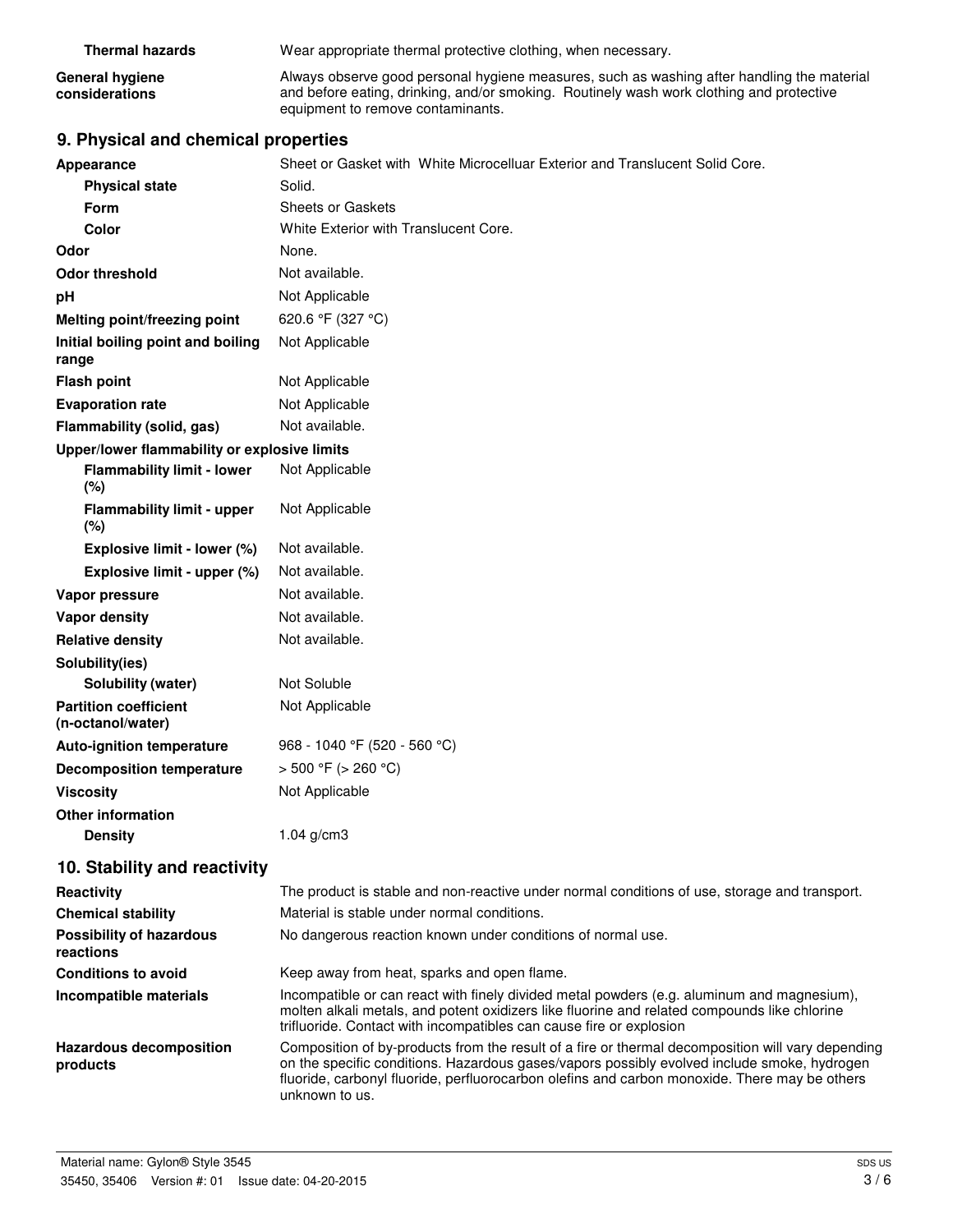| | |
|---|---|
| **Thermal hazards** | Wear appropriate thermal protective clothing, when necessary. |
| **General hygiene considerations** | Always observe good personal hygiene measures, such as washing after handling the material and before eating, drinking, and/or smoking. Routinely wash work clothing and protective equipment to remove contaminants. |

## 9. Physical and chemical properties

| | |
|---|---|
| **Appearance** | Sheet or Gasket with White Microcelluar Exterior and Translucent Solid Core. |
| **Physical state** | Solid. |
| **Form** | Sheets or Gaskets |
| **Color** | White Exterior with Translucent Core. |
| **Odor** | None. |
| **Odor threshold** | Not available. |
| **pH** | Not Applicable |
| **Melting point/freezing point** | 620.6 °F (327 °C) |
| **Initial boiling point and boiling range** | Not Applicable |
| **Flash point** | Not Applicable |
| **Evaporation rate** | Not Applicable |
| **Flammability (solid, gas)** | Not available. |
| **Upper/lower flammability or explosive limits** | |
| **Flammability limit - lower (%)** | Not Applicable |
| **Flammability limit - upper (%)** | Not Applicable |
| **Explosive limit - lower (%)** | Not available. |
| **Explosive limit - upper (%)** | Not available. |
| **Vapor pressure** | Not available. |
| **Vapor density** | Not available. |
| **Relative density** | Not available. |
| **Solubility(ies)** | |
| **Solubility (water)** | Not Soluble |
| **Partition coefficient (n-octanol/water)** | Not Applicable |
| **Auto-ignition temperature** | 968 - 1040 °F (520 - 560 °C) |
| **Decomposition temperature** | > 500 °F (> 260 °C) |
| **Viscosity** | Not Applicable |
| **Other information** | |
| **Density** | 1.04 g/cm3 |

## 10. Stability and reactivity

| | |
|---|---|
| **Reactivity** | The product is stable and non-reactive under normal conditions of use, storage and transport. |
| **Chemical stability** | Material is stable under normal conditions. |
| **Possibility of hazardous reactions** | No dangerous reaction known under conditions of normal use. |
| **Conditions to avoid** | Keep away from heat, sparks and open flame. |
| **Incompatible materials** | Incompatible or can react with finely divided metal powders (e.g. aluminum and magnesium), molten alkali metals, and potent oxidizers like fluorine and related compounds like chlorine trifluoride. Contact with incompatibles can cause fire or explosion |
| **Hazardous decomposition products** | Composition of by-products from the result of a fire or thermal decomposition will vary depending on the specific conditions. Hazardous gases/vapors possibly evolved include smoke, hydrogen fluoride, carbonyl fluoride, perfluorocarbon olefins and carbon monoxide. There may be others unknown to us. |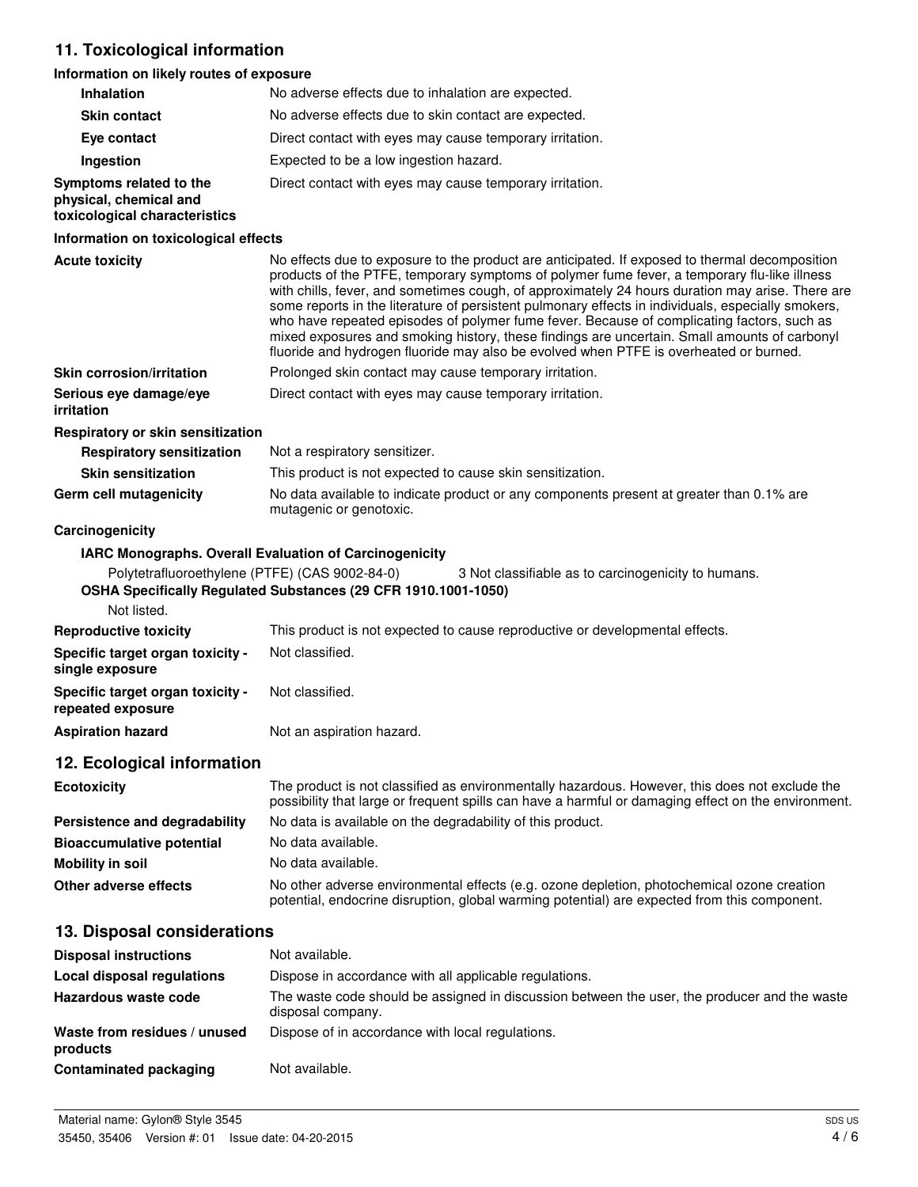## 11. Toxicological information

### Information on likely routes of exposure

| | |
|---|---|
| **Inhalation** | No adverse effects due to inhalation are expected. |
| **Skin contact** | No adverse effects due to skin contact are expected. |
| **Eye contact** | Direct contact with eyes may cause temporary irritation. |
| **Ingestion** | Expected to be a low ingestion hazard. |
| **Symptoms related to the physical, chemical and toxicological characteristics** | Direct contact with eyes may cause temporary irritation. |

### Information on toxicological effects

| | |
|---|---|
| **Acute toxicity** | No effects due to exposure to the product are anticipated. If exposed to thermal decomposition products of the PTFE, temporary symptoms of polymer fume fever, a temporary flu-like illness with chills, fever, and sometimes cough, of approximately 24 hours duration may arise. There are some reports in the literature of persistent pulmonary effects in individuals, especially smokers, who have repeated episodes of polymer fume fever. Because of complicating factors, such as mixed exposures and smoking history, these findings are uncertain. Small amounts of carbonyl fluoride and hydrogen fluoride may also be evolved when PTFE is overheated or burned. |
| **Skin corrosion/irritation** | Prolonged skin contact may cause temporary irritation. |
| **Serious eye damage/eye irritation** | Direct contact with eyes may cause temporary irritation. |

**Respiratory or skin sensitization**

| | |
|---|---|
| **Respiratory sensitization** | Not a respiratory sensitizer. |
| **Skin sensitization** | This product is not expected to cause skin sensitization. |
| **Germ cell mutagenicity** | No data available to indicate product or any components present at greater than 0.1% are mutagenic or genotoxic. |

**Carcinogenicity**

**IARC Monographs. Overall Evaluation of Carcinogenicity**

Polytetrafluoroethylene (PTFE) (CAS 9002-84-0) 3 Not classifiable as to carcinogenicity to humans.

**OSHA Specifically Regulated Substances (29 CFR 1910.1001-1050)**

Not listed.

| | |
|---|---|
| **Reproductive toxicity** | This product is not expected to cause reproductive or developmental effects. |
| **Specific target organ toxicity - single exposure** | Not classified. |
| **Specific target organ toxicity - repeated exposure** | Not classified. |
| **Aspiration hazard** | Not an aspiration hazard. |

## 12. Ecological information

| | |
|---|---|
| **Ecotoxicity** | The product is not classified as environmentally hazardous. However, this does not exclude the possibility that large or frequent spills can have a harmful or damaging effect on the environment. |
| **Persistence and degradability** | No data is available on the degradability of this product. |
| **Bioaccumulative potential** | No data available. |
| **Mobility in soil** | No data available. |
| **Other adverse effects** | No other adverse environmental effects (e.g. ozone depletion, photochemical ozone creation potential, endocrine disruption, global warming potential) are expected from this component. |

## 13. Disposal considerations

| | |
|---|---|
| **Disposal instructions** | Not available. |
| **Local disposal regulations** | Dispose in accordance with all applicable regulations. |
| **Hazardous waste code** | The waste code should be assigned in discussion between the user, the producer and the waste disposal company. |
| **Waste from residues / unused products** | Dispose of in accordance with local regulations. |
| **Contaminated packaging** | Not available. |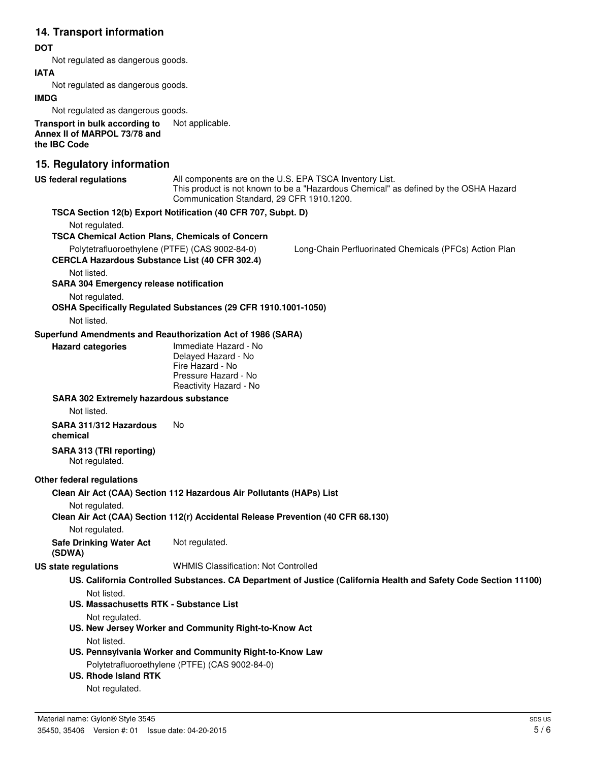## 14. Transport information

**DOT**

Not regulated as dangerous goods.

**IATA**

Not regulated as dangerous goods.

**IMDG**

Not regulated as dangerous goods.

**Transport in bulk according to Annex II of MARPOL 73/78 and the IBC Code** Not applicable.

## 15. Regulatory information

**US federal regulations** All components are on the U.S. EPA TSCA Inventory List.
This product is not known to be a "Hazardous Chemical" as defined by the OSHA Hazard Communication Standard, 29 CFR 1910.1200.

**TSCA Section 12(b) Export Notification (40 CFR 707, Subpt. D)**

Not regulated.

**TSCA Chemical Action Plans, Chemicals of Concern**

Polytetrafluoroethylene (PTFE) (CAS 9002-84-0) Long-Chain Perfluorinated Chemicals (PFCs) Action Plan

**CERCLA Hazardous Substance List (40 CFR 302.4)**

Not listed.

**SARA 304 Emergency release notification**

Not regulated.

**OSHA Specifically Regulated Substances (29 CFR 1910.1001-1050)**

Not listed.

**Superfund Amendments and Reauthorization Act of 1986 (SARA)**

**Hazard categories**

Immediate Hazard - No
Delayed Hazard - No
Fire Hazard - No
Pressure Hazard - No
Reactivity Hazard - No

**SARA 302 Extremely hazardous substance**

Not listed.

**SARA 311/312 Hazardous chemical** No

**SARA 313 (TRI reporting)**

Not regulated.

**Other federal regulations**

**Clean Air Act (CAA) Section 112 Hazardous Air Pollutants (HAPs) List**

Not regulated.

**Clean Air Act (CAA) Section 112(r) Accidental Release Prevention (40 CFR 68.130)**

Not regulated.

**Safe Drinking Water Act (SDWA)** Not regulated.

**US state regulations** WHMIS Classification: Not Controlled

**US. California Controlled Substances. CA Department of Justice (California Health and Safety Code Section 11100)**

Not listed.

**US. Massachusetts RTK - Substance List**

Not regulated.

**US. New Jersey Worker and Community Right-to-Know Act**

Not listed.

**US. Pennsylvania Worker and Community Right-to-Know Law**

Polytetrafluoroethylene (PTFE) (CAS 9002-84-0)

**US. Rhode Island RTK**

Not regulated.

Material name: Gylon® Style 3545
35450, 35406 Version #: 01 Issue date: 04-20-2015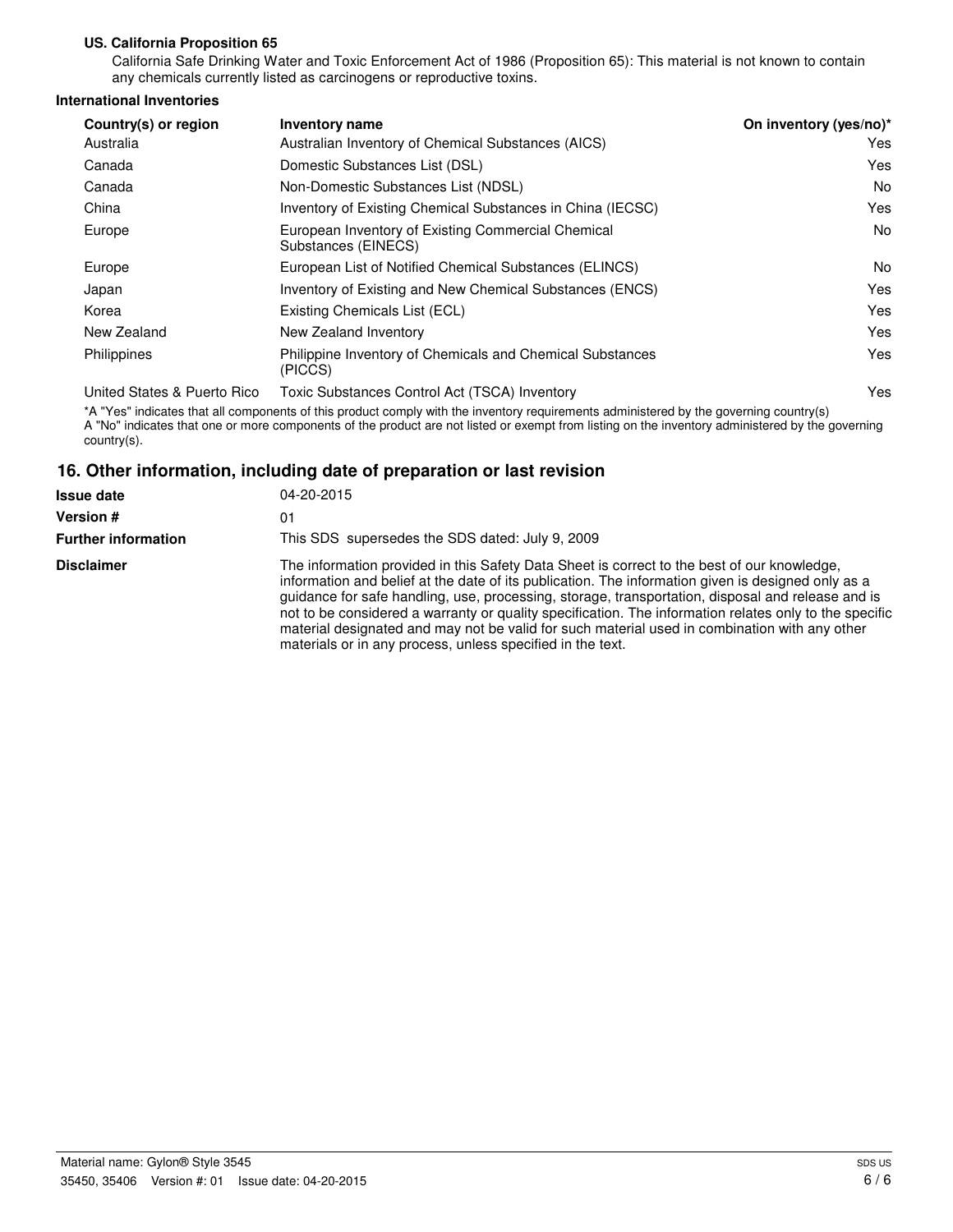**US. California Proposition 65**

California Safe Drinking Water and Toxic Enforcement Act of 1986 (Proposition 65): This material is not known to contain any chemicals currently listed as carcinogens or reproductive toxins.

**International Inventories**

| Country(s) or region | Inventory name | On inventory (yes/no)* |
|---|---|---|
| Australia | Australian Inventory of Chemical Substances (AICS) | Yes |
| Canada | Domestic Substances List (DSL) | Yes |
| Canada | Non-Domestic Substances List (NDSL) | No |
| China | Inventory of Existing Chemical Substances in China (IECSC) | Yes |
| Europe | European Inventory of Existing Commercial Chemical Substances (EINECS) | No |
| Europe | European List of Notified Chemical Substances (ELINCS) | No |
| Japan | Inventory of Existing and New Chemical Substances (ENCS) | Yes |
| Korea | Existing Chemicals List (ECL) | Yes |
| New Zealand | New Zealand Inventory | Yes |
| Philippines | Philippine Inventory of Chemicals and Chemical Substances (PICCS) | Yes |
| United States & Puerto Rico | Toxic Substances Control Act (TSCA) Inventory | Yes |

*A "Yes" indicates that all components of this product comply with the inventory requirements administered by the governing country(s)
A "No" indicates that one or more components of the product are not listed or exempt from listing on the inventory administered by the governing country(s).

## 16. Other information, including date of preparation or last revision

**Issue date** 04-20-2015

**Version #** 01

**Further information** This SDS supersedes the SDS dated: July 9, 2009

**Disclaimer** The information provided in this Safety Data Sheet is correct to the best of our knowledge, information and belief at the date of its publication. The information given is designed only as a guidance for safe handling, use, processing, storage, transportation, disposal and release and is not to be considered a warranty or quality specification. The information relates only to the specific material designated and may not be valid for such material used in combination with any other materials or in any process, unless specified in the text.